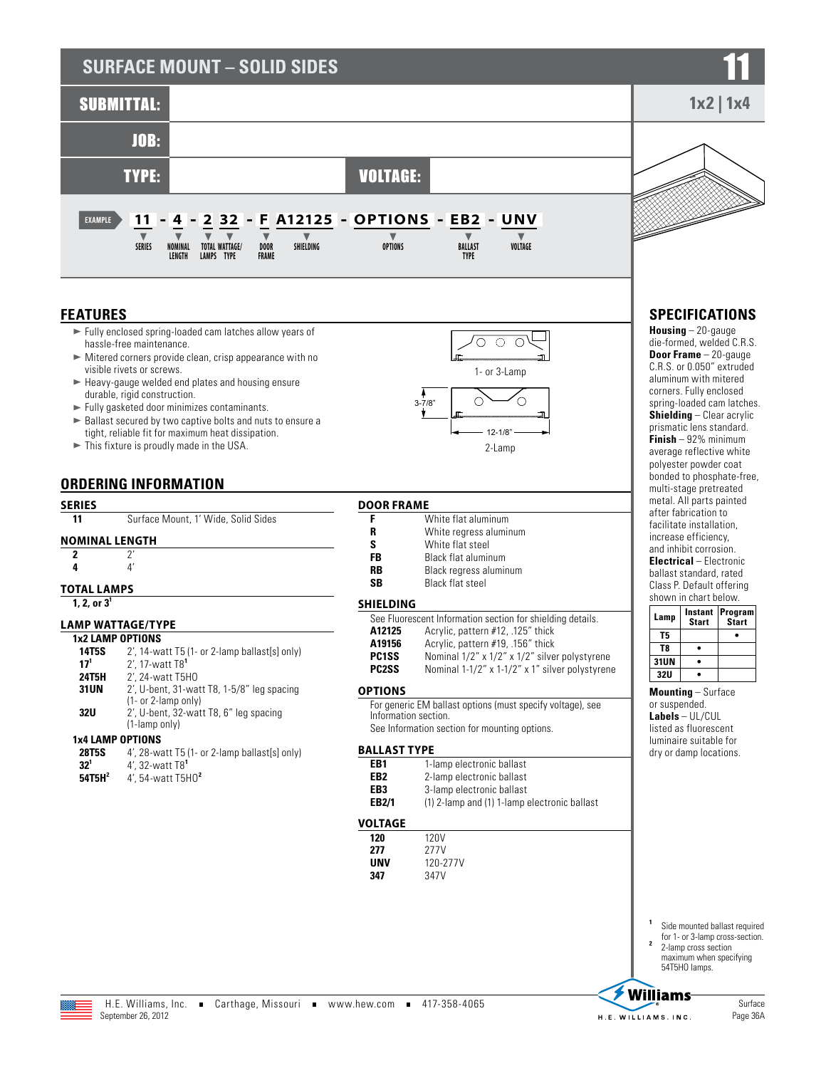# SURFACE MOUNT – SOLID SIDES

**11**

**1x2 | 1x4**

**SUBMITTAL:**

**JOB:**

**TYPE:** **VOLTAGE:**

EXAMPLE **11 - 4 - 2 32 - F A12125 - OPTIONS - EB2 - UNV**

SERIES · NOMINAL LENGTH · TOTAL LAMPS · WATTAGE/ TYPE · DOOR FRAME · SHIELDING · OPTIONS · BALLAST TYPE · VOLTAGE

## FEATURES

- Fully enclosed spring-loaded cam latches allow years of hassle-free maintenance.
- Mitered corners provide clean, crisp appearance with no visible rivets or screws.
- Heavy-gauge welded end plates and housing ensure durable, rigid construction.
- Fully gasketed door minimizes contaminants.
- Ballast secured by two captive bolts and nuts to ensure a tight, reliable fit for maximum heat dissipation.
- This fixture is proudly made in the USA.

1- or 3-Lamp

3-7/8" 12-1/8"

2-Lamp

## ORDERING INFORMATION

### SERIES

| | |
|---|---|
| **11** | Surface Mount, 1' Wide, Solid Sides |

### NOMINAL LENGTH

| | |
|---|---|
| **2** | 2' |
| **4** | 4' |

### TOTAL LAMPS

**1, 2, or 3[1]**

### LAMP WATTAGE/TYPE

**1x2 LAMP OPTIONS**

| | |
|---|---|
| **14T5S** | 2', 14-watt T5 (1- or 2-lamp ballast[s] only) |
| **17[1]** | 2', 17-watt T8[1] |
| **24T5H** | 2', 24-watt T5HO |
| **31UN** | 2', U-bent, 31-watt T8, 1-5/8" leg spacing (1- or 2-lamp only) |
| **32U** | 2', U-bent, 32-watt T8, 6" leg spacing (1-lamp only) |

**1x4 LAMP OPTIONS**

| | |
|---|---|
| **28T5S** | 4', 28-watt T5 (1- or 2-lamp ballast[s] only) |
| **32[1]** | 4', 32-watt T8[1] |
| **54T5H[2]** | 4', 54-watt T5HO[2] |

### DOOR FRAME

| | |
|---|---|
| **F** | White flat aluminum |
| **R** | White regress aluminum |
| **S** | White flat steel |
| **FB** | Black flat aluminum |
| **RB** | Black regress aluminum |
| **SB** | Black flat steel |

### SHIELDING

See Fluorescent Information section for shielding details.

| | |
|---|---|
| **A12125** | Acrylic, pattern #12, .125" thick |
| **A19156** | Acrylic, pattern #19, .156" thick |
| **PC1SS** | Nominal 1/2" x 1/2" x 1/2" silver polystyrene |
| **PC2SS** | Nominal 1-1/2" x 1-1/2" x 1" silver polystyrene |

### OPTIONS

For generic EM ballast options (must specify voltage), see Information section.

See Information section for mounting options.

### BALLAST TYPE

| | |
|---|---|
| **EB1** | 1-lamp electronic ballast |
| **EB2** | 2-lamp electronic ballast |
| **EB3** | 3-lamp electronic ballast |
| **EB2/1** | (1) 2-lamp and (1) 1-lamp electronic ballast |

### VOLTAGE

| | |
|---|---|
| **120** | 120V |
| **277** | 277V |
| **UNV** | 120-277V |
| **347** | 347V |

## SPECIFICATIONS

**Housing** – 20-gauge die-formed, welded C.R.S.

**Door Frame** – 20-gauge C.R.S. or 0.050" extruded aluminum with mitered corners. Fully enclosed spring-loaded cam latches.

**Shielding** – Clear acrylic prismatic lens standard.

**Finish** – 92% minimum average reflective white polyester powder coat bonded to phosphate-free, multi-stage pretreated metal. All parts painted after fabrication to facilitate installation, increase efficiency, and inhibit corrosion.

**Electrical** – Electronic ballast standard, rated Class P. Default offering shown in chart below.

| Lamp | Instant Start | Program Start |
|---|---|---|
| **T5** | | • |
| **T8** | • | |
| **31UN** | • | |
| **32U** | • | |

**Mounting** – Surface or suspended.

**Labels** – UL/CUL listed as fluorescent luminaire suitable for dry or damp locations.

[1] Side mounted ballast required for 1- or 3-lamp cross-section.

[2] 2-lamp cross section maximum when specifying 54T5HO lamps.

H.E. Williams, Inc. ▪ Carthage, Missouri ▪ www.hew.com ▪ 417-358-4065

September 26, 2012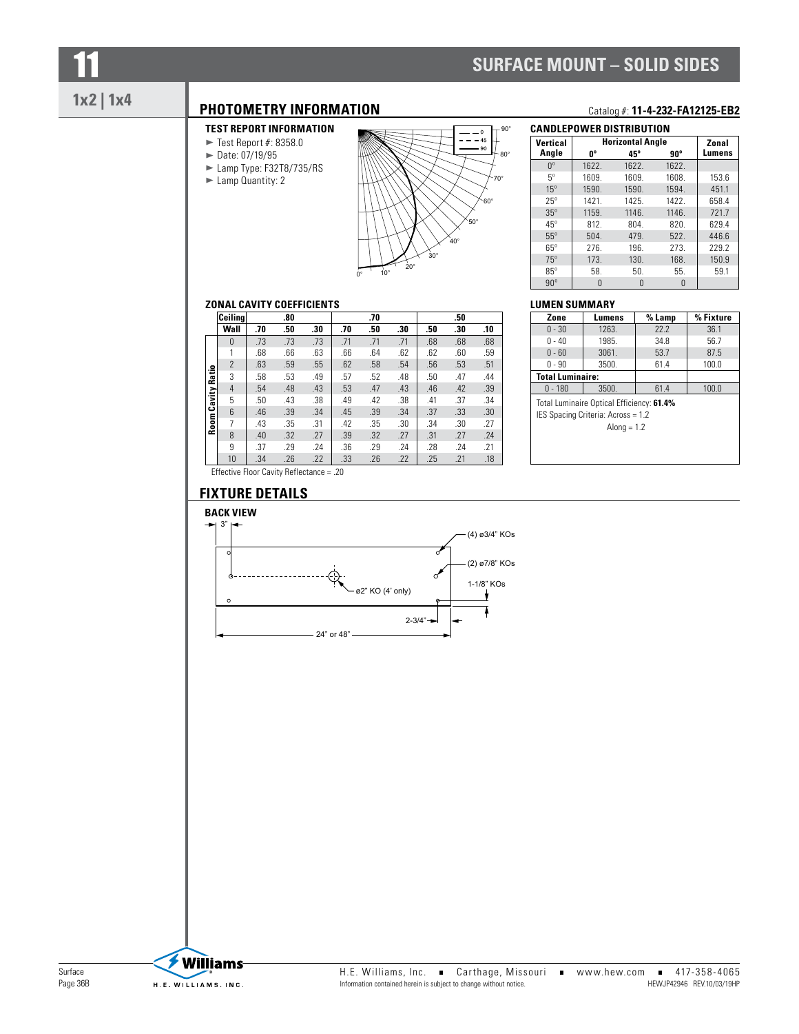# SURFACE MOUNT – SOLID SIDES

11

1x2 | 1x4

## PHOTOMETRY INFORMATION

Catalog #: **11-4-232-FA12125-EB2**

### TEST REPORT INFORMATION

- Test Report #: 8358.0
- Date: 07/19/95
- Lamp Type: F32T8/735/RS
- Lamp Quantity: 2

0
45
90
90°
80°
70°
60°
50°
40°
30°
20°
10°
0°

### CANDLEPOWER DISTRIBUTION

| Vertical Angle | Horizontal Angle 0° | 45° | 90° | Zonal Lumens |
|---|---|---|---|---|
| 0° | 1622. | 1622. | 1622. | |
| 5° | 1609. | 1609. | 1608. | 153.6 |
| 15° | 1590. | 1590. | 1594. | 451.1 |
| 25° | 1421. | 1425. | 1422. | 658.4 |
| 35° | 1159. | 1146. | 1146. | 721.7 |
| 45° | 812. | 804. | 820. | 629.4 |
| 55° | 504. | 479. | 522. | 446.6 |
| 65° | 276. | 196. | 273. | 229.2 |
| 75° | 173. | 130. | 168. | 150.9 |
| 85° | 58. | 50. | 55. | 59.1 |
| 90° | 0 | 0 | 0 | |

### ZONAL CAVITY COEFFICIENTS

| Room Cavity Ratio | Ceiling: .80 | | | .70 | | | .50 | | |
|---|---|---|---|---|---|---|---|---|---|
| Wall | .70 | .50 | .30 | .70 | .50 | .30 | .50 | .30 | .10 |
| 0 | .73 | .73 | .73 | .71 | .71 | .71 | .68 | .68 | .68 |
| 1 | .68 | .66 | .63 | .66 | .64 | .62 | .62 | .60 | .59 |
| 2 | .63 | .59 | .55 | .62 | .58 | .54 | .56 | .53 | .51 |
| 3 | .58 | .53 | .49 | .57 | .52 | .48 | .50 | .47 | .44 |
| 4 | .54 | .48 | .43 | .53 | .47 | .43 | .46 | .42 | .39 |
| 5 | .50 | .43 | .38 | .49 | .42 | .38 | .41 | .37 | .34 |
| 6 | .46 | .39 | .34 | .45 | .39 | .34 | .37 | .33 | .30 |
| 7 | .43 | .35 | .31 | .42 | .35 | .30 | .34 | .30 | .27 |
| 8 | .40 | .32 | .27 | .39 | .32 | .27 | .31 | .27 | .24 |
| 9 | .37 | .29 | .24 | .36 | .29 | .24 | .28 | .24 | .21 |
| 10 | .34 | .26 | .22 | .33 | .26 | .22 | .25 | .21 | .18 |

Effective Floor Cavity Reflectance = .20

### LUMEN SUMMARY

| Zone | Lumens | % Lamp | % Fixture |
|---|---|---|---|
| 0 - 30 | 1263. | 22.2 | 36.1 |
| 0 - 40 | 1985. | 34.8 | 56.7 |
| 0 - 60 | 3061. | 53.7 | 87.5 |
| 0 - 90 | 3500. | 61.4 | 100.0 |
| **Total Luminaire:** | | | |
| 0 - 180 | 3500. | 61.4 | 100.0 |

Total Luminaire Optical Efficiency: **61.4%**
IES Spacing Criteria: Across = 1.2
Along = 1.2

## FIXTURE DETAILS

### BACK VIEW

3"
(4) ø3/4" KOs
(2) ø7/8" KOs
1-1/8" KOs
ø2" KO (4' only)
2-3/4"
24" or 48"